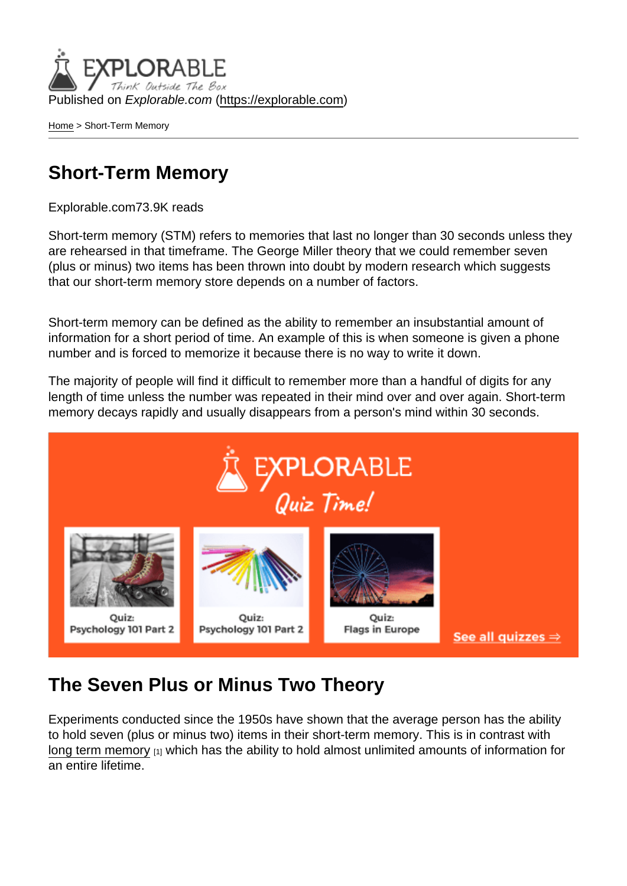Published on *Explorable.com* (https://explorable.com)

Home > Short-Term Memory

# Short-Term Memory

Explorable.com73.9K reads

Short-term memory (STM) refers to memories that last no longer than 30 seconds unless they are rehearsed in that timeframe. The George Miller theory that we could remember seven (plus or minus) two items has been thrown into doubt by modern research which suggests that our short-term memory store depends on a number of factors.

Short-term memory can be defined as the ability to remember an insubstantial amount of information for a short period of time. An example of this is when someone is given a phone number and is forced to memorize it because there is no way to write it down.

The majority of people will find it difficult to remember more than a handful of digits for any length of time unless the number was repeated in their mind over and over again. Short-term memory decays rapidly and usually disappears from a person's mind within 30 seconds.

## The Seven Plus or Minus Two Theory

Experiments conducted since the 1950s have shown that the average person has the ability to hold seven (plus or minus two) items in their short-term memory. This is in contrast with long term memory [1] which has the ability to hold almost unlimited amounts of information for an entire lifetime.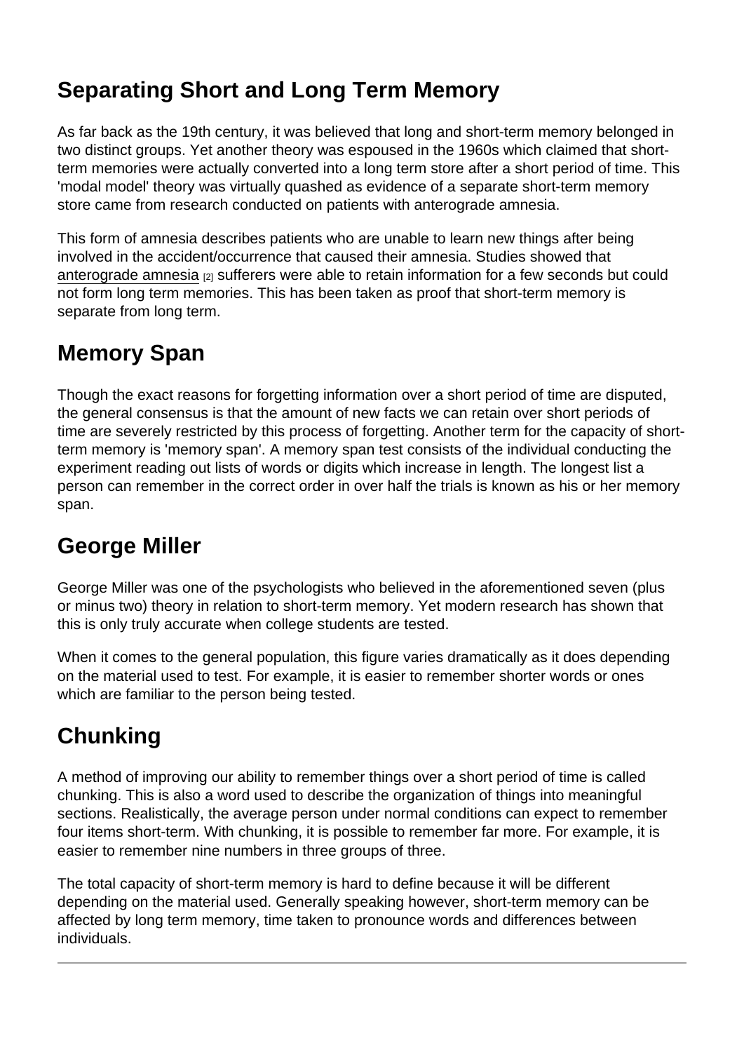## Separating Short and Long Term Memory

As far back as the 19th century, it was believed that long and short-term memory belonged in two distinct groups. Yet another theory was espoused in the 1960s which claimed that short-term memories were actually converted into a long term store after a short period of time. This 'modal model' theory was virtually quashed as evidence of a separate short-term memory store came from research conducted on patients with anterograde amnesia.

This form of amnesia describes patients who are unable to learn new things after being involved in the accident/occurrence that caused their amnesia. Studies showed that anterograde amnesia [2] sufferers were able to retain information for a few seconds but could not form long term memories. This has been taken as proof that short-term memory is separate from long term.

## Memory Span

Though the exact reasons for forgetting information over a short period of time are disputed, the general consensus is that the amount of new facts we can retain over short periods of time are severely restricted by this process of forgetting. Another term for the capacity of short-term memory is 'memory span'. A memory span test consists of the individual conducting the experiment reading out lists of words or digits which increase in length. The longest list a person can remember in the correct order in over half the trials is known as his or her memory span.

## George Miller

George Miller was one of the psychologists who believed in the aforementioned seven (plus or minus two) theory in relation to short-term memory. Yet modern research has shown that this is only truly accurate when college students are tested.

When it comes to the general population, this figure varies dramatically as it does depending on the material used to test. For example, it is easier to remember shorter words or ones which are familiar to the person being tested.

## Chunking

A method of improving our ability to remember things over a short period of time is called chunking. This is also a word used to describe the organization of things into meaningful sections. Realistically, the average person under normal conditions can expect to remember four items short-term. With chunking, it is possible to remember far more. For example, it is easier to remember nine numbers in three groups of three.

The total capacity of short-term memory is hard to define because it will be different depending on the material used. Generally speaking however, short-term memory can be affected by long term memory, time taken to pronounce words and differences between individuals.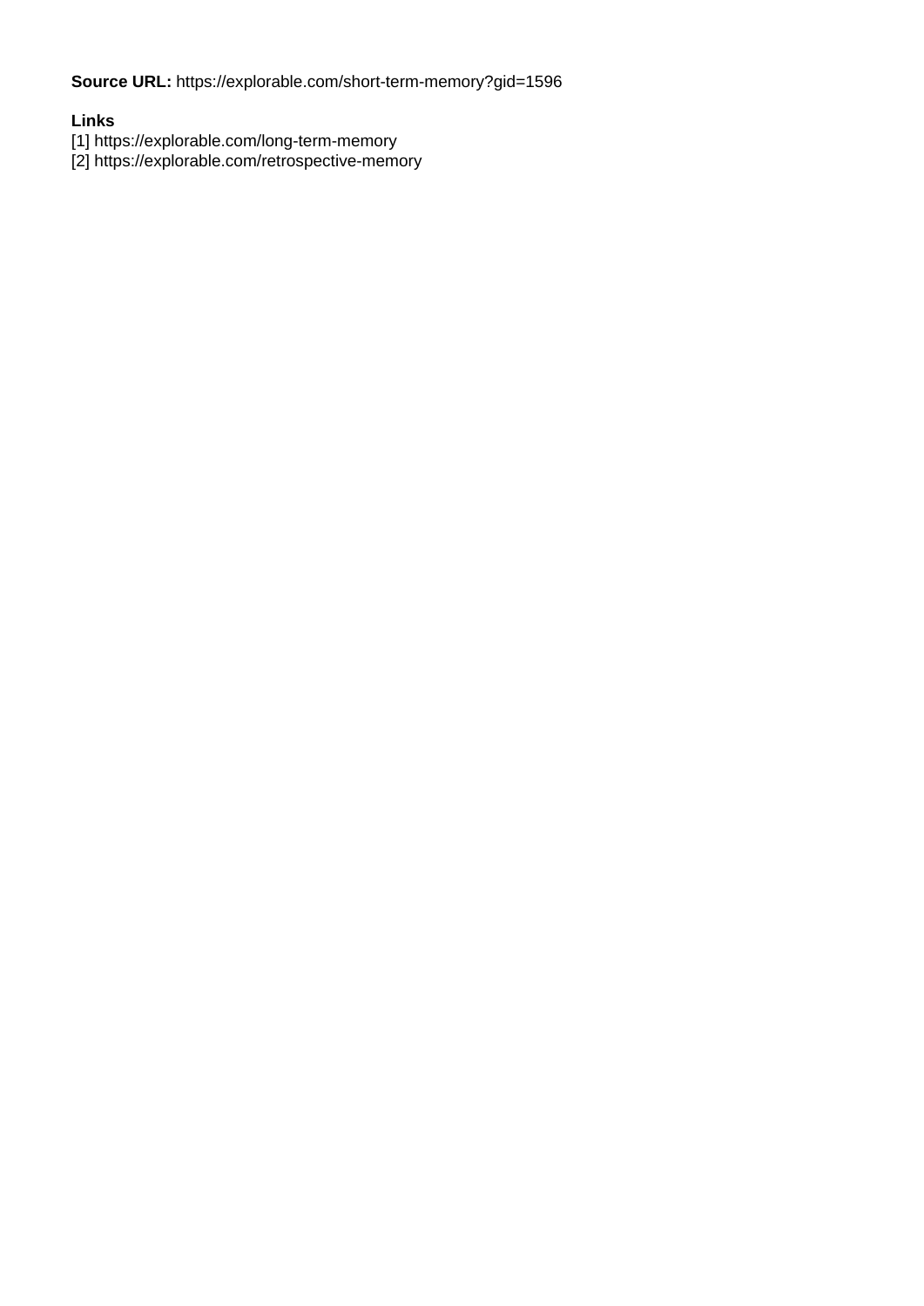**Source URL:** https://explorable.com/short-term-memory?gid=1596

**Links**
[1] https://explorable.com/long-term-memory
[2] https://explorable.com/retrospective-memory